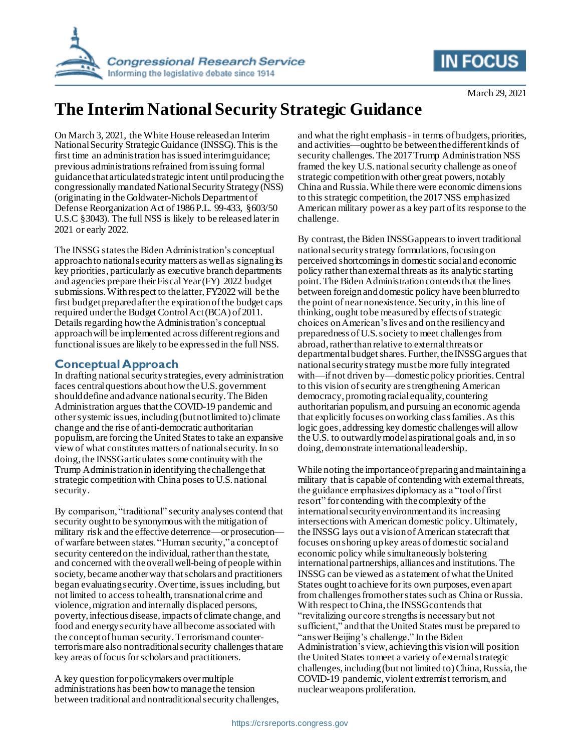March 29, 2021

# The Interim National Security Strategic Guidance

On March 3, 2021, the White House released an Interim National Security Strategic Guidance (INSSG). This is the first time an administration has issued interim guidance; previous administrations refrained from issuing formal guidance that articulated strategic intent until producing the congressionally mandated National Security Strategy (NSS) (originating in the Goldwater-Nichols Department of Defense Reorganization Act of 1986 P.L. 99-433, §603/50 U.S.C §3043). The full NSS is likely to be released later in 2021 or early 2022.

The INSSG states the Biden Administration's conceptual approach to national security matters as well as signaling its key priorities, particularly as executive branch departments and agencies prepare their Fiscal Year (FY) 2022 budget submissions. With respect to the latter, FY2022 will be the first budget prepared after the expiration of the budget caps required under the Budget Control Act (BCA) of 2011. Details regarding how the Administration's conceptual approach will be implemented across different regions and functional issues are likely to be expressed in the full NSS.

## Conceptual Approach

In drafting national security strategies, every administration faces central questions about how the U.S. government should define and advance national security. The Biden Administration argues that the COVID-19 pandemic and other systemic issues, including (but not limited to) climate change and the rise of anti-democratic authoritarian populism, are forcing the United States to take an expansive view of what constitutes matters of national security. In so doing, the INSSG articulates some continuity with the Trump Administration in identifying the challenge that strategic competition with China poses to U.S. national security.

By comparison, "traditional" security analyses contend that security ought to be synonymous with the mitigation of military risk and the effective deterrence—or prosecution—of warfare between states. "Human security," a concept of security centered on the individual, rather than the state, and concerned with the overall well-being of people within society, became another way that scholars and practitioners began evaluating security. Over time, issues including, but not limited to access to health, transnational crime and violence, migration and internally displaced persons, poverty, infectious disease, impacts of climate change, and food and energy security have all become associated with the concept of human security. Terrorism and counter-terrorism are also nontraditional security challenges that are key areas of focus for scholars and practitioners.

A key question for policymakers over multiple administrations has been how to manage the tension between traditional and nontraditional security challenges, and what the right emphasis - in terms of budgets, priorities, and activities—ought to be between the different kinds of security challenges. The 2017 Trump Administration NSS framed the key U.S. national security challenge as one of strategic competition with other great powers, notably China and Russia. While there were economic dimensions to this strategic competition, the 2017 NSS emphasized American military power as a key part of its response to the challenge.

By contrast, the Biden INSSG appears to invert traditional national security strategy formulations, focusing on perceived shortcomings in domestic social and economic policy rather than external threats as its analytic starting point. The Biden Administration contends that the lines between foreign and domestic policy have been blurred to the point of near nonexistence. Security, in this line of thinking, ought to be measured by effects of strategic choices on American's lives and on the resiliency and preparedness of U.S. society to meet challenges from abroad, rather than relative to external threats or departmental budget shares. Further, the INSSG argues that national security strategy must be more fully integrated with—if not driven by—domestic policy priorities. Central to this vision of security are strengthening American democracy, promoting racial equality, countering authoritarian populism, and pursuing an economic agenda that explicitly focuses on working class families. As this logic goes, addressing key domestic challenges will allow the U.S. to outwardly model aspirational goals and, in so doing, demonstrate international leadership.

While noting the importance of preparing and maintaining a military that is capable of contending with external threats, the guidance emphasizes diplomacy as a "tool of first resort" for contending with the complexity of the international security environment and its increasing intersections with American domestic policy. Ultimately, the INSSG lays out a vision of American statecraft that focuses on shoring up key areas of domestic social and economic policy while simultaneously bolstering international partnerships, alliances and institutions. The INSSG can be viewed as a statement of what the United States ought to achieve for its own purposes, even apart from challenges from other states such as China or Russia. With respect to China, the INSSG contends that "revitalizing our core strengths is necessary but not sufficient," and that the United States must be prepared to "answer Beijing's challenge." In the Biden Administration's view, achieving this vision will position the United States to meet a variety of external strategic challenges, including (but not limited to) China, Russia, the COVID-19 pandemic, violent extremist terrorism, and nuclear weapons proliferation.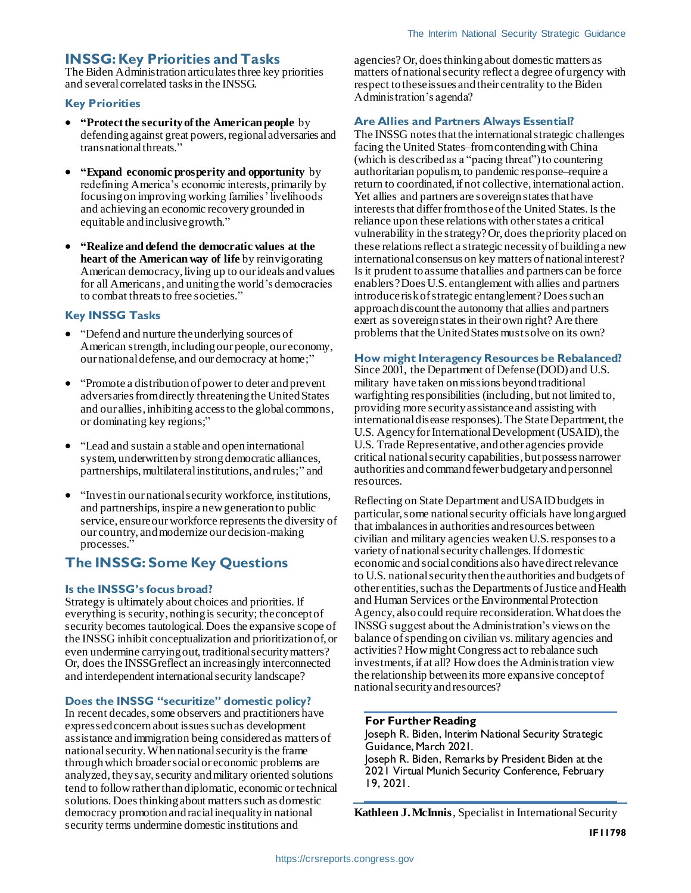## INSSG: Key Priorities and Tasks

The Biden Administration articulates three key priorities and several correlated tasks in the INSSG.

### Key Priorities

- **"Protect the security of the American people** by defending against great powers, regional adversaries and transnational threats."
- **"Expand economic prosperity and opportunity** by redefining America's economic interests, primarily by focusing on improving working families' livelihoods and achieving an economic recovery grounded in equitable and inclusive growth."
- **"Realize and defend the democratic values at the heart of the American way of life** by reinvigorating American democracy, living up to our ideals and values for all Americans, and uniting the world's democracies to combat threats to free societies."

### Key INSSG Tasks

- "Defend and nurture the underlying sources of American strength, including our people, our economy, our national defense, and our democracy at home;"
- "Promote a distribution of power to deter and prevent adversaries from directly threatening the United States and our allies, inhibiting access to the global commons, or dominating key regions;"
- "Lead and sustain a stable and open international system, underwritten by strong democratic alliances, partnerships, multilateral institutions, and rules;" and
- "Invest in our national security workforce, institutions, and partnerships, inspire a new generation to public service, ensure our workforce represents the diversity of our country, and modernize our decision-making processes."

## The INSSG: Some Key Questions

### Is the INSSG's focus broad?

Strategy is ultimately about choices and priorities. If everything is security, nothing is security; the concept of security becomes tautological. Does the expansive scope of the INSSG inhibit conceptualization and prioritization of, or even undermine carrying out, traditional security matters? Or, does the INSSG reflect an increasingly interconnected and interdependent international security landscape?

### Does the INSSG "securitize" domestic policy?

In recent decades, some observers and practitioners have expressed concern about issues such as development assistance and immigration being considered as matters of national security. When national security is the frame through which broader social or economic problems are analyzed, they say, security and military oriented solutions tend to follow rather than diplomatic, economic or technical solutions. Does thinking about matters such as domestic democracy promotion and racial inequality in national security terms undermine domestic institutions and agencies? Or, does thinking about domestic matters as matters of national security reflect a degree of urgency with respect to these issues and their centrality to the Biden Administration's agenda?

### Are Allies and Partners Always Essential?

The INSSG notes that the international strategic challenges facing the United States–from contending with China (which is described as a "pacing threat") to countering authoritarian populism, to pandemic response–require a return to coordinated, if not collective, international action. Yet allies and partners are sovereign states that have interests that differ from those of the United States. Is the reliance upon these relations with other states a critical vulnerability in the strategy? Or, does the priority placed on these relations reflect a strategic necessity of building a new international consensus on key matters of national interest? Is it prudent to assume that allies and partners can be force enablers? Does U.S. entanglement with allies and partners introduce risk of strategic entanglement? Does such an approach discount the autonomy that allies and partners exert as sovereign states in their own right? Are there problems that the United States must solve on its own?

### How might Interagency Resources be Rebalanced?

Since 2001, the Department of Defense (DOD) and U.S. military have taken on missions beyond traditional warfighting responsibilities (including, but not limited to, providing more security assistance and assisting with international disease responses). The State Department, the U.S. Agency for International Development (USAID), the U.S. Trade Representative, and other agencies provide critical national security capabilities, but possess narrower authorities and command fewer budgetary and personnel resources.

Reflecting on State Department and USAID budgets in particular, some national security officials have long argued that imbalances in authorities and resources between civilian and military agencies weaken U.S. responses to a variety of national security challenges. If domestic economic and social conditions also have direct relevance to U.S. national security then the authorities and budgets of other entities, such as the Departments of Justice and Health and Human Services or the Environmental Protection Agency, also could require reconsideration. What does the INSSG suggest about the Administration's views on the balance of spending on civilian vs. military agencies and activities? How might Congress act to rebalance such investments, if at all? How does the Administration view the relationship between its more expansive concept of national security and resources?

**For Further Reading**

Joseph R. Biden, Interim National Security Strategic Guidance, March 2021.

Joseph R. Biden, Remarks by President Biden at the 2021 Virtual Munich Security Conference, February 19, 2021.

**Kathleen J. McInnis**, Specialist in International Security

IF11798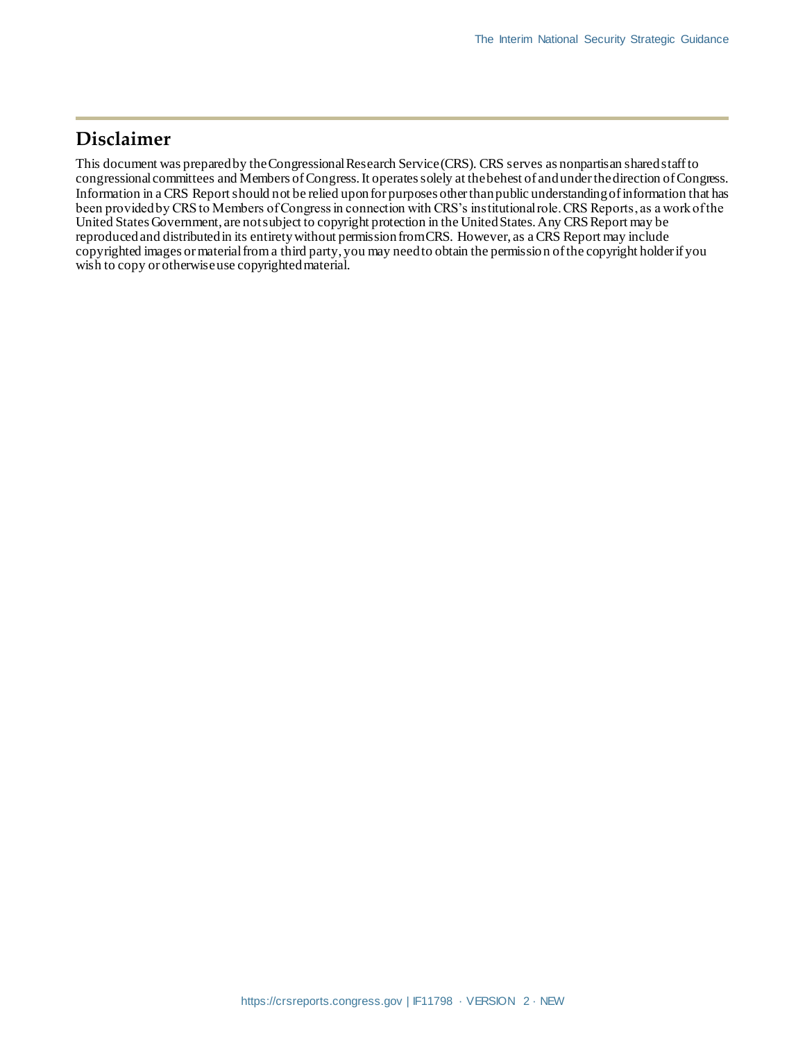## Disclaimer

This document was prepared by the Congressional Research Service (CRS). CRS serves as nonpartisan shared staff to congressional committees and Members of Congress. It operates solely at the behest of and under the direction of Congress. Information in a CRS Report should not be relied upon for purposes other than public understanding of information that has been provided by CRS to Members of Congress in connection with CRS's institutional role. CRS Reports, as a work of the United States Government, are not subject to copyright protection in the United States. Any CRS Report may be reproduced and distributed in its entirety without permission from CRS. However, as a CRS Report may include copyrighted images or material from a third party, you may need to obtain the permission of the copyright holder if you wish to copy or otherwise use copyrighted material.